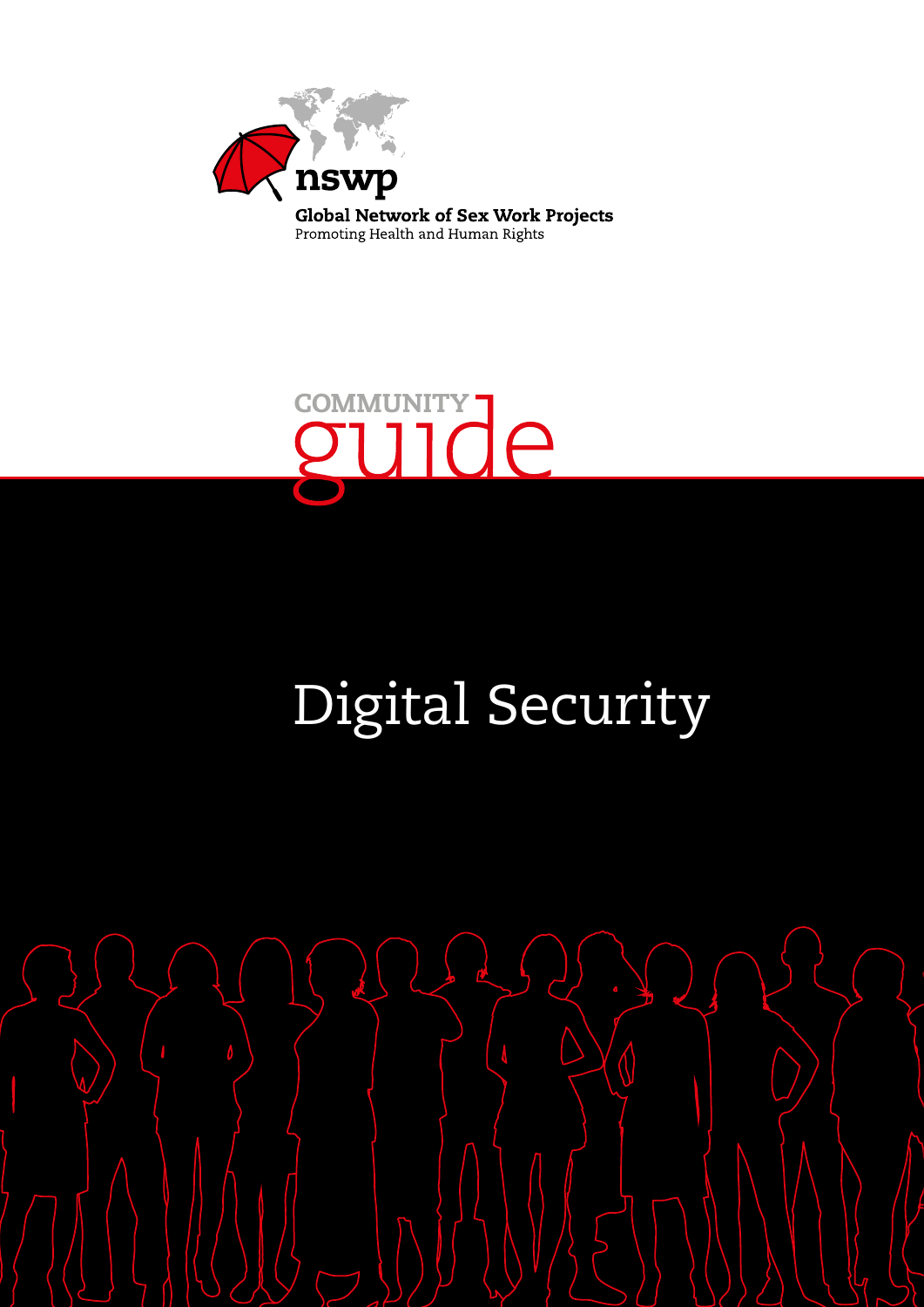nswp

Global Network of Sex Work Projects

Promoting Health and Human Rights

COMMUNITY guide

# Digital Security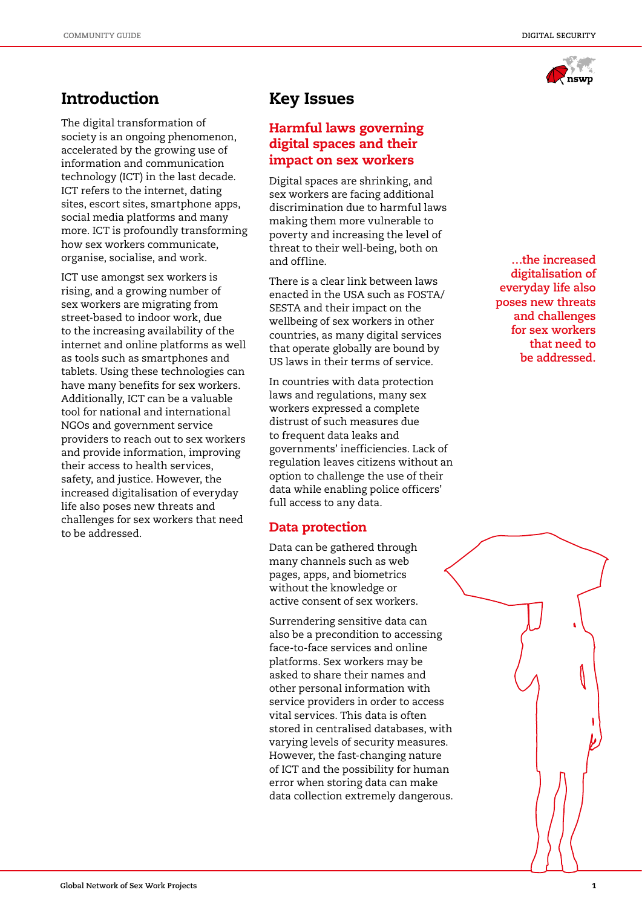## Introduction

The digital transformation of society is an ongoing phenomenon, accelerated by the growing use of information and communication technology (ICT) in the last decade. ICT refers to the internet, dating sites, escort sites, smartphone apps, social media platforms and many more. ICT is profoundly transforming how sex workers communicate, organise, socialise, and work.

ICT use amongst sex workers is rising, and a growing number of sex workers are migrating from street-based to indoor work, due to the increasing availability of the internet and online platforms as well as tools such as smartphones and tablets. Using these technologies can have many benefits for sex workers. Additionally, ICT can be a valuable tool for national and international NGOs and government service providers to reach out to sex workers and provide information, improving their access to health services, safety, and justice. However, the increased digitalisation of everyday life also poses new threats and challenges for sex workers that need to be addressed.

## Key Issues

### Harmful laws governing digital spaces and their impact on sex workers

Digital spaces are shrinking, and sex workers are facing additional discrimination due to harmful laws making them more vulnerable to poverty and increasing the level of threat to their well-being, both on and offline.

There is a clear link between laws enacted in the USA such as FOSTA/SESTA and their impact on the wellbeing of sex workers in other countries, as many digital services that operate globally are bound by US laws in their terms of service.

In countries with data protection laws and regulations, many sex workers expressed a complete distrust of such measures due to frequent data leaks and governments' inefficiencies. Lack of regulation leaves citizens without an option to challenge the use of their data while enabling police officers' full access to any data.

### Data protection

Data can be gathered through many channels such as web pages, apps, and biometrics without the knowledge or active consent of sex workers.

Surrendering sensitive data can also be a precondition to accessing face-to-face services and online platforms. Sex workers may be asked to share their names and other personal information with service providers in order to access vital services. This data is often stored in centralised databases, with varying levels of security measures. However, the fast-changing nature of ICT and the possibility for human error when storing data can make data collection extremely dangerous.

> …the increased digitalisation of everyday life also poses new threats and challenges for sex workers that need to be addressed.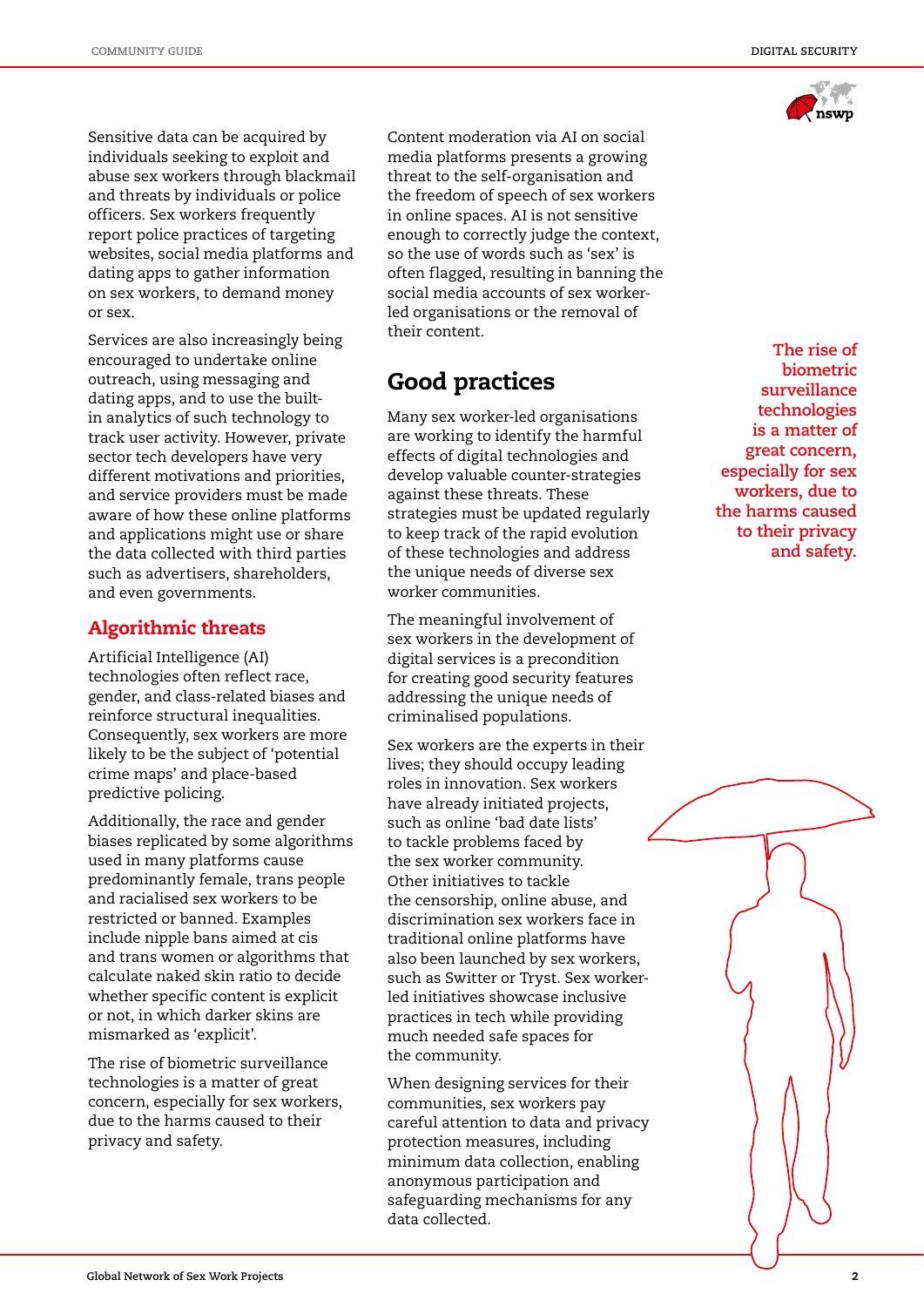Sensitive data can be acquired by individuals seeking to exploit and abuse sex workers through blackmail and threats by individuals or police officers. Sex workers frequently report police practices of targeting websites, social media platforms and dating apps to gather information on sex workers, to demand money or sex.

Services are also increasingly being encouraged to undertake online outreach, using messaging and dating apps, and to use the built-in analytics of such technology to track user activity. However, private sector tech developers have very different motivations and priorities, and service providers must be made aware of how these online platforms and applications might use or share the data collected with third parties such as advertisers, shareholders, and even governments.

## Algorithmic threats

Artificial Intelligence (AI) technologies often reflect race, gender, and class-related biases and reinforce structural inequalities. Consequently, sex workers are more likely to be the subject of 'potential crime maps' and place-based predictive policing.

Additionally, the race and gender biases replicated by some algorithms used in many platforms cause predominantly female, trans people and racialised sex workers to be restricted or banned. Examples include nipple bans aimed at cis and trans women or algorithms that calculate naked skin ratio to decide whether specific content is explicit or not, in which darker skins are mismarked as 'explicit'.

The rise of biometric surveillance technologies is a matter of great concern, especially for sex workers, due to the harms caused to their privacy and safety.

Content moderation via AI on social media platforms presents a growing threat to the self-organisation and the freedom of speech of sex workers in online spaces. AI is not sensitive enough to correctly judge the context, so the use of words such as 'sex' is often flagged, resulting in banning the social media accounts of sex worker-led organisations or the removal of their content.

## Good practices

Many sex worker-led organisations are working to identify the harmful effects of digital technologies and develop valuable counter-strategies against these threats. These strategies must be updated regularly to keep track of the rapid evolution of these technologies and address the unique needs of diverse sex worker communities.

The meaningful involvement of sex workers in the development of digital services is a precondition for creating good security features addressing the unique needs of criminalised populations.

Sex workers are the experts in their lives; they should occupy leading roles in innovation. Sex workers have already initiated projects, such as online 'bad date lists' to tackle problems faced by the sex worker community. Other initiatives to tackle the censorship, online abuse, and discrimination sex workers face in traditional online platforms have also been launched by sex workers, such as Switter or Tryst. Sex worker-led initiatives showcase inclusive practices in tech while providing much needed safe spaces for the community.

When designing services for their communities, sex workers pay careful attention to data and privacy protection measures, including minimum data collection, enabling anonymous participation and safeguarding mechanisms for any data collected.

**The rise of biometric surveillance technologies is a matter of great concern, especially for sex workers, due to the harms caused to their privacy and safety.**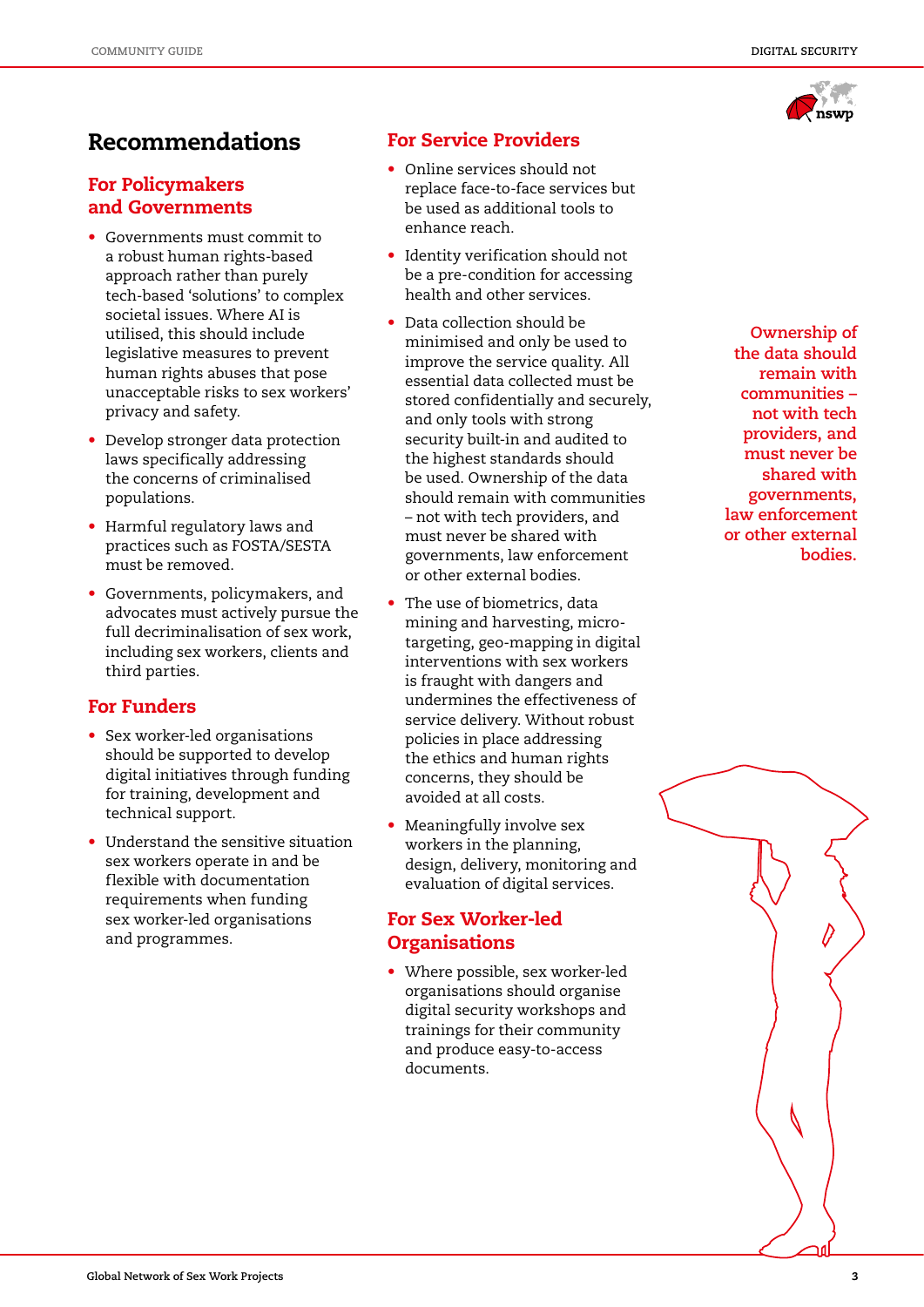# Recommendations

## For Policymakers and Governments

- Governments must commit to a robust human rights-based approach rather than purely tech-based 'solutions' to complex societal issues. Where AI is utilised, this should include legislative measures to prevent human rights abuses that pose unacceptable risks to sex workers' privacy and safety.
- Develop stronger data protection laws specifically addressing the concerns of criminalised populations.
- Harmful regulatory laws and practices such as FOSTA/SESTA must be removed.
- Governments, policymakers, and advocates must actively pursue the full decriminalisation of sex work, including sex workers, clients and third parties.

## For Funders

- Sex worker-led organisations should be supported to develop digital initiatives through funding for training, development and technical support.
- Understand the sensitive situation sex workers operate in and be flexible with documentation requirements when funding sex worker-led organisations and programmes.

## For Service Providers

- Online services should not replace face-to-face services but be used as additional tools to enhance reach.
- Identity verification should not be a pre-condition for accessing health and other services.
- Data collection should be minimised and only be used to improve the service quality. All essential data collected must be stored confidentially and securely, and only tools with strong security built-in and audited to the highest standards should be used. Ownership of the data should remain with communities – not with tech providers, and must never be shared with governments, law enforcement or other external bodies.
- The use of biometrics, data mining and harvesting, micro-targeting, geo-mapping in digital interventions with sex workers is fraught with dangers and undermines the effectiveness of service delivery. Without robust policies in place addressing the ethics and human rights concerns, they should be avoided at all costs.
- Meaningfully involve sex workers in the planning, design, delivery, monitoring and evaluation of digital services.

## For Sex Worker-led Organisations

- Where possible, sex worker-led organisations should organise digital security workshops and trainings for their community and produce easy-to-access documents.

**Ownership of the data should remain with communities – not with tech providers, and must never be shared with governments, law enforcement or other external bodies.**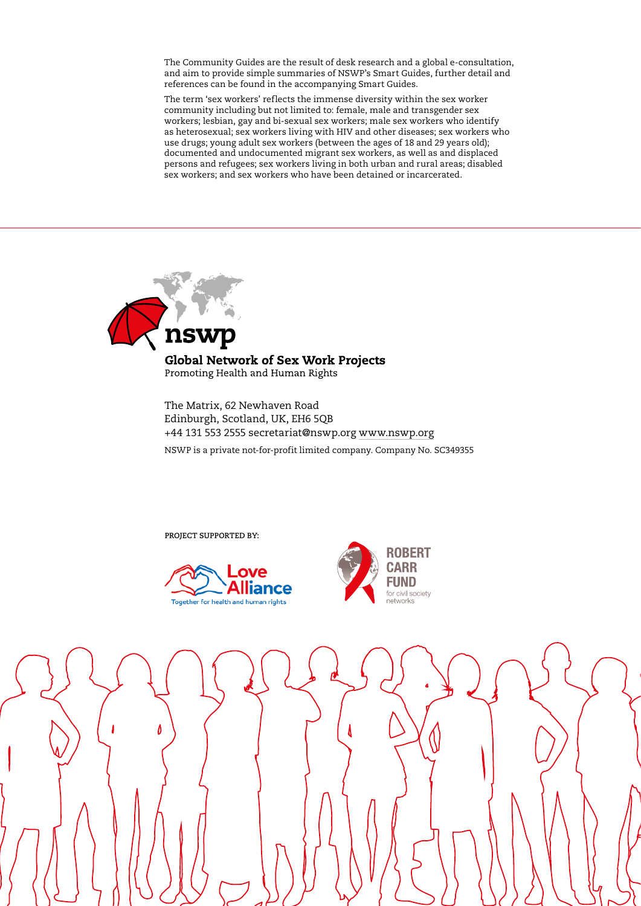The Community Guides are the result of desk research and a global e-consultation, and aim to provide simple summaries of NSWP's Smart Guides, further detail and references can be found in the accompanying Smart Guides.

The term 'sex workers' reflects the immense diversity within the sex worker community including but not limited to: female, male and transgender sex workers; lesbian, gay and bi-sexual sex workers; male sex workers who identify as heterosexual; sex workers living with HIV and other diseases; sex workers who use drugs; young adult sex workers (between the ages of 18 and 29 years old); documented and undocumented migrant sex workers, as well as and displaced persons and refugees; sex workers living in both urban and rural areas; disabled sex workers; and sex workers who have been detained or incarcerated.

nswp

**Global Network of Sex Work Projects**
Promoting Health and Human Rights

The Matrix, 62 Newhaven Road
Edinburgh, Scotland, UK, EH6 5QB
+44 131 553 2555 secretariat@nswp.org www.nswp.org

NSWP is a private not-for-profit limited company. Company No. SC349355

**PROJECT SUPPORTED BY:**

Love Alliance
Together for health and human rights

ROBERT CARR FUND
for civil society networks